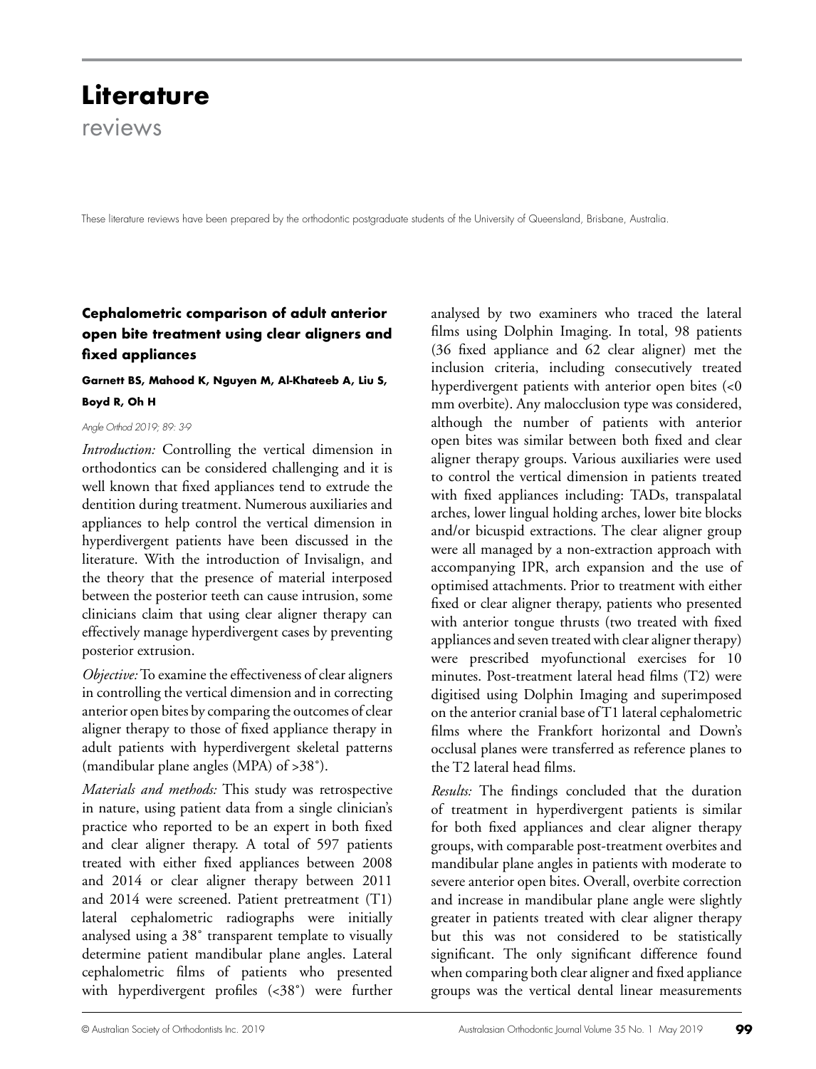# Literature

reviews

These literature reviews have been prepared by the orthodontic postgraduate students of the University of Queensland, Brisbane, Australia.

## Cephalometric comparison of adult anterior open bite treatment using clear aligners and fixed appliances

**Garnett BS, Mahood K, Nguyen M, Al-Khateeb A, Liu S, Boyd R, Oh H**

*Angle Orthod 2019; 89: 3-9*

*Introduction:* Controlling the vertical dimension in orthodontics can be considered challenging and it is well known that fixed appliances tend to extrude the dentition during treatment. Numerous auxiliaries and appliances to help control the vertical dimension in hyperdivergent patients have been discussed in the literature. With the introduction of Invisalign, and the theory that the presence of material interposed between the posterior teeth can cause intrusion, some clinicians claim that using clear aligner therapy can effectively manage hyperdivergent cases by preventing posterior extrusion.

*Objective:* To examine the effectiveness of clear aligners in controlling the vertical dimension and in correcting anterior open bites by comparing the outcomes of clear aligner therapy to those of fixed appliance therapy in adult patients with hyperdivergent skeletal patterns (mandibular plane angles (MPA) of >38°).

*Materials and methods:* This study was retrospective in nature, using patient data from a single clinician's practice who reported to be an expert in both fixed and clear aligner therapy. A total of 597 patients treated with either fixed appliances between 2008 and 2014 or clear aligner therapy between 2011 and 2014 were screened. Patient pretreatment (T1) lateral cephalometric radiographs were initially analysed using a 38° transparent template to visually determine patient mandibular plane angles. Lateral cephalometric films of patients who presented with hyperdivergent profiles (<38°) were further analysed by two examiners who traced the lateral films using Dolphin Imaging. In total, 98 patients (36 fixed appliance and 62 clear aligner) met the inclusion criteria, including consecutively treated hyperdivergent patients with anterior open bites (<0 mm overbite). Any malocclusion type was considered, although the number of patients with anterior open bites was similar between both fixed and clear aligner therapy groups. Various auxiliaries were used to control the vertical dimension in patients treated with fixed appliances including: TADs, transpalatal arches, lower lingual holding arches, lower bite blocks and/or bicuspid extractions. The clear aligner group were all managed by a non-extraction approach with accompanying IPR, arch expansion and the use of optimised attachments. Prior to treatment with either fixed or clear aligner therapy, patients who presented with anterior tongue thrusts (two treated with fixed appliances and seven treated with clear aligner therapy) were prescribed myofunctional exercises for 10 minutes. Post-treatment lateral head films (T2) were digitised using Dolphin Imaging and superimposed on the anterior cranial base of T1 lateral cephalometric films where the Frankfort horizontal and Down's occlusal planes were transferred as reference planes to the T2 lateral head films.

*Results:* The findings concluded that the duration of treatment in hyperdivergent patients is similar for both fixed appliances and clear aligner therapy groups, with comparable post-treatment overbites and mandibular plane angles in patients with moderate to severe anterior open bites. Overall, overbite correction and increase in mandibular plane angle were slightly greater in patients treated with clear aligner therapy but this was not considered to be statistically significant. The only significant difference found when comparing both clear aligner and fixed appliance groups was the vertical dental linear measurements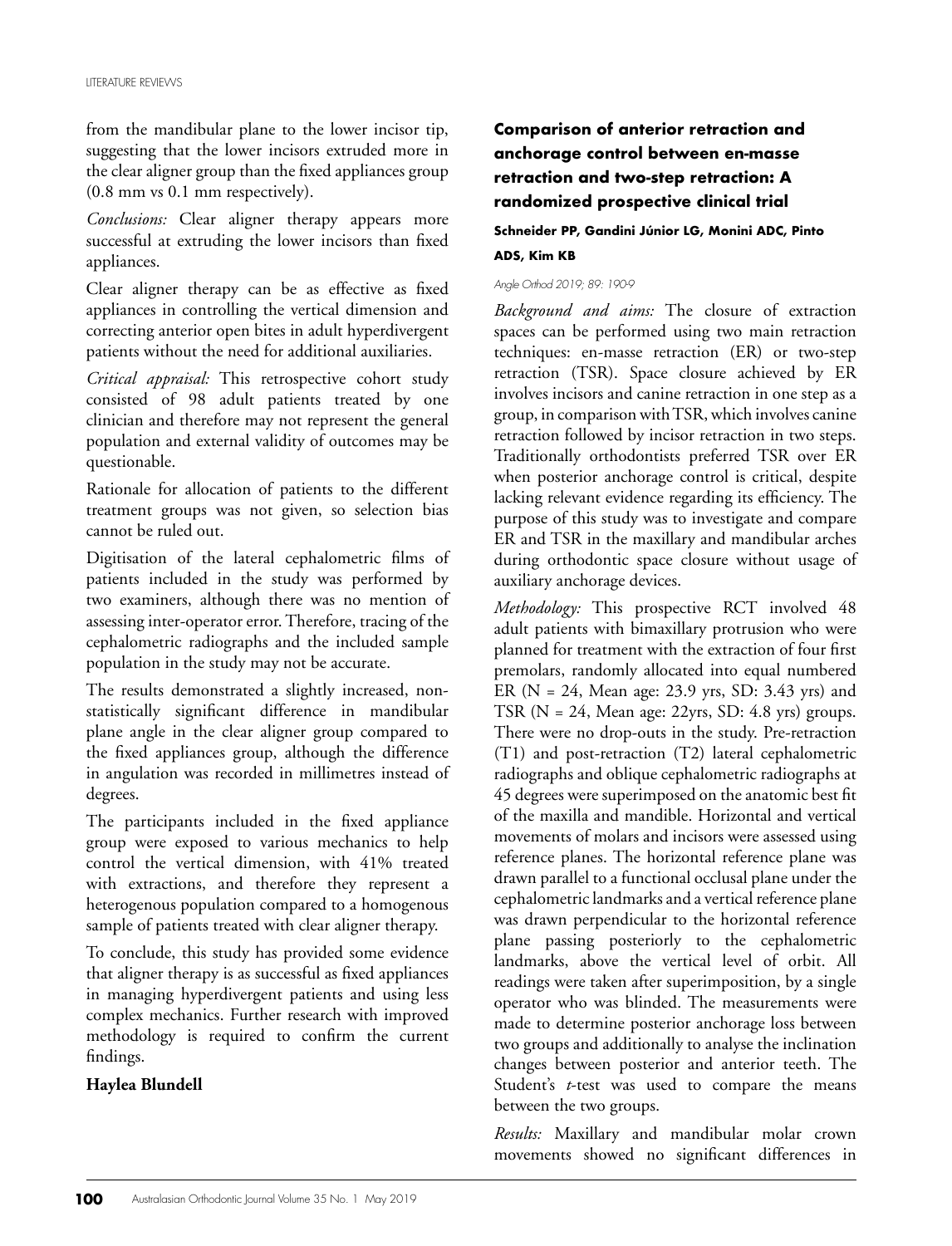from the mandibular plane to the lower incisor tip, suggesting that the lower incisors extruded more in the clear aligner group than the fixed appliances group (0.8 mm vs 0.1 mm respectively).

*Conclusions:* Clear aligner therapy appears more successful at extruding the lower incisors than fixed appliances.

Clear aligner therapy can be as effective as fixed appliances in controlling the vertical dimension and correcting anterior open bites in adult hyperdivergent patients without the need for additional auxiliaries.

*Critical appraisal:* This retrospective cohort study consisted of 98 adult patients treated by one clinician and therefore may not represent the general population and external validity of outcomes may be questionable.

Rationale for allocation of patients to the different treatment groups was not given, so selection bias cannot be ruled out.

Digitisation of the lateral cephalometric films of patients included in the study was performed by two examiners, although there was no mention of assessing inter-operator error. Therefore, tracing of the cephalometric radiographs and the included sample population in the study may not be accurate.

The results demonstrated a slightly increased, non-statistically significant difference in mandibular plane angle in the clear aligner group compared to the fixed appliances group, although the difference in angulation was recorded in millimetres instead of degrees.

The participants included in the fixed appliance group were exposed to various mechanics to help control the vertical dimension, with 41% treated with extractions, and therefore they represent a heterogenous population compared to a homogenous sample of patients treated with clear aligner therapy.

To conclude, this study has provided some evidence that aligner therapy is as successful as fixed appliances in managing hyperdivergent patients and using less complex mechanics. Further research with improved methodology is required to confirm the current findings.

**Haylea Blundell**

## Comparison of anterior retraction and anchorage control between en-masse retraction and two-step retraction: A randomized prospective clinical trial

**Schneider PP, Gandini Júnior LG, Monini ADC, Pinto ADS, Kim KB**

*Angle Orthod 2019; 89: 190-9*

*Background and aims:* The closure of extraction spaces can be performed using two main retraction techniques: en-masse retraction (ER) or two-step retraction (TSR). Space closure achieved by ER involves incisors and canine retraction in one step as a group, in comparison with TSR, which involves canine retraction followed by incisor retraction in two steps. Traditionally orthodontists preferred TSR over ER when posterior anchorage control is critical, despite lacking relevant evidence regarding its efficiency. The purpose of this study was to investigate and compare ER and TSR in the maxillary and mandibular arches during orthodontic space closure without usage of auxiliary anchorage devices.

*Methodology:* This prospective RCT involved 48 adult patients with bimaxillary protrusion who were planned for treatment with the extraction of four first premolars, randomly allocated into equal numbered ER (N = 24, Mean age: 23.9 yrs, SD: 3.43 yrs) and TSR (N = 24, Mean age: 22yrs, SD: 4.8 yrs) groups. There were no drop-outs in the study. Pre-retraction (T1) and post-retraction (T2) lateral cephalometric radiographs and oblique cephalometric radiographs at 45 degrees were superimposed on the anatomic best fit of the maxilla and mandible. Horizontal and vertical movements of molars and incisors were assessed using reference planes. The horizontal reference plane was drawn parallel to a functional occlusal plane under the cephalometric landmarks and a vertical reference plane was drawn perpendicular to the horizontal reference plane passing posteriorly to the cephalometric landmarks, above the vertical level of orbit. All readings were taken after superimposition, by a single operator who was blinded. The measurements were made to determine posterior anchorage loss between two groups and additionally to analyse the inclination changes between posterior and anterior teeth. The Student's *t*-test was used to compare the means between the two groups.

*Results:* Maxillary and mandibular molar crown movements showed no significant differences in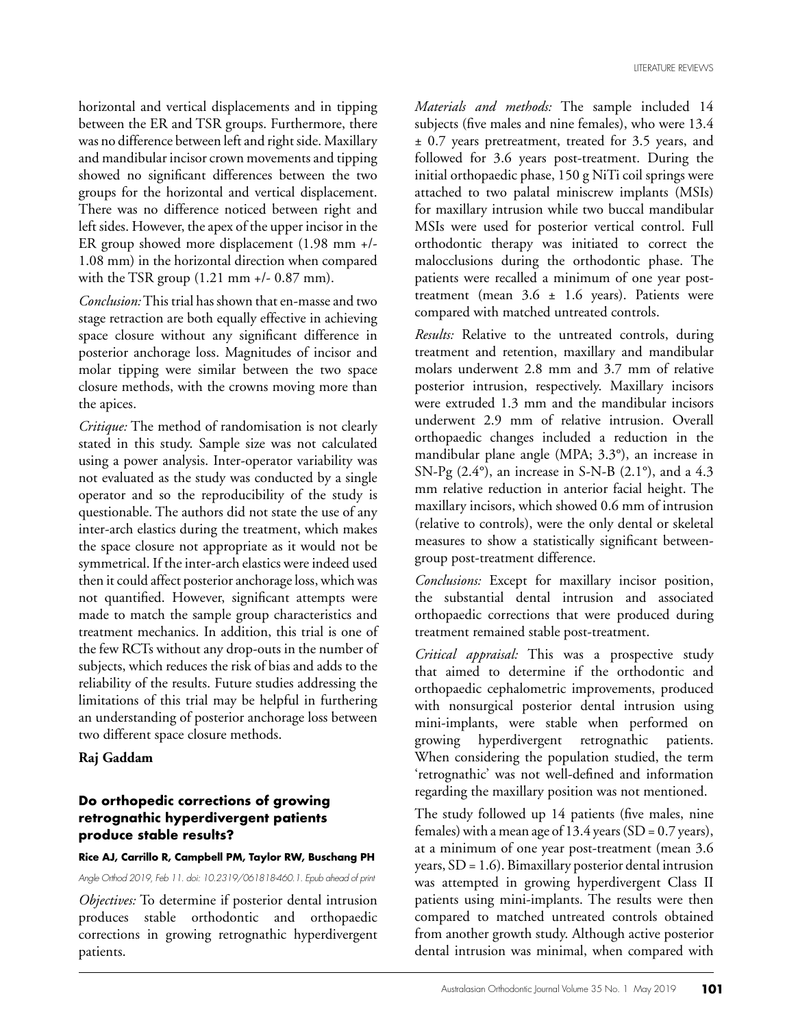horizontal and vertical displacements and in tipping between the ER and TSR groups. Furthermore, there was no difference between left and right side. Maxillary and mandibular incisor crown movements and tipping showed no significant differences between the two groups for the horizontal and vertical displacement. There was no difference noticed between right and left sides. However, the apex of the upper incisor in the ER group showed more displacement (1.98 mm +/- 1.08 mm) in the horizontal direction when compared with the TSR group (1.21 mm +/- 0.87 mm).

*Conclusion:* This trial has shown that en-masse and two stage retraction are both equally effective in achieving space closure without any significant difference in posterior anchorage loss. Magnitudes of incisor and molar tipping were similar between the two space closure methods, with the crowns moving more than the apices.

*Critique:* The method of randomisation is not clearly stated in this study. Sample size was not calculated using a power analysis. Inter-operator variability was not evaluated as the study was conducted by a single operator and so the reproducibility of the study is questionable. The authors did not state the use of any inter-arch elastics during the treatment, which makes the space closure not appropriate as it would not be symmetrical. If the inter-arch elastics were indeed used then it could affect posterior anchorage loss, which was not quantified. However, significant attempts were made to match the sample group characteristics and treatment mechanics. In addition, this trial is one of the few RCTs without any drop-outs in the number of subjects, which reduces the risk of bias and adds to the reliability of the results. Future studies addressing the limitations of this trial may be helpful in furthering an understanding of posterior anchorage loss between two different space closure methods.

**Raj Gaddam**

### Do orthopedic corrections of growing retrognathic hyperdivergent patients produce stable results?

**Rice AJ, Carrillo R, Campbell PM, Taylor RW, Buschang PH**

*Angle Orthod 2019, Feb 11. doi: 10.2319/061818-460.1. Epub ahead of print*

*Objectives:* To determine if posterior dental intrusion produces stable orthodontic and orthopaedic corrections in growing retrognathic hyperdivergent patients.

*Materials and methods:* The sample included 14 subjects (five males and nine females), who were 13.4 ± 0.7 years pretreatment, treated for 3.5 years, and followed for 3.6 years post-treatment. During the initial orthopaedic phase, 150 g NiTi coil springs were attached to two palatal miniscrew implants (MSIs) for maxillary intrusion while two buccal mandibular MSIs were used for posterior vertical control. Full orthodontic therapy was initiated to correct the malocclusions during the orthodontic phase. The patients were recalled a minimum of one year post-treatment (mean 3.6 ± 1.6 years). Patients were compared with matched untreated controls.

*Results:* Relative to the untreated controls, during treatment and retention, maxillary and mandibular molars underwent 2.8 mm and 3.7 mm of relative posterior intrusion, respectively. Maxillary incisors were extruded 1.3 mm and the mandibular incisors underwent 2.9 mm of relative intrusion. Overall orthopaedic changes included a reduction in the mandibular plane angle (MPA; 3.3°), an increase in SN-Pg (2.4°), an increase in S-N-B (2.1°), and a 4.3 mm relative reduction in anterior facial height. The maxillary incisors, which showed 0.6 mm of intrusion (relative to controls), were the only dental or skeletal measures to show a statistically significant between-group post-treatment difference.

*Conclusions:* Except for maxillary incisor position, the substantial dental intrusion and associated orthopaedic corrections that were produced during treatment remained stable post-treatment.

*Critical appraisal:* This was a prospective study that aimed to determine if the orthodontic and orthopaedic cephalometric improvements, produced with nonsurgical posterior dental intrusion using mini-implants, were stable when performed on growing hyperdivergent retrognathic patients. When considering the population studied, the term 'retrognathic' was not well-defined and information regarding the maxillary position was not mentioned.

The study followed up 14 patients (five males, nine females) with a mean age of 13.4 years (SD = 0.7 years), at a minimum of one year post-treatment (mean 3.6 years, SD = 1.6). Bimaxillary posterior dental intrusion was attempted in growing hyperdivergent Class II patients using mini-implants. The results were then compared to matched untreated controls obtained from another growth study. Although active posterior dental intrusion was minimal, when compared with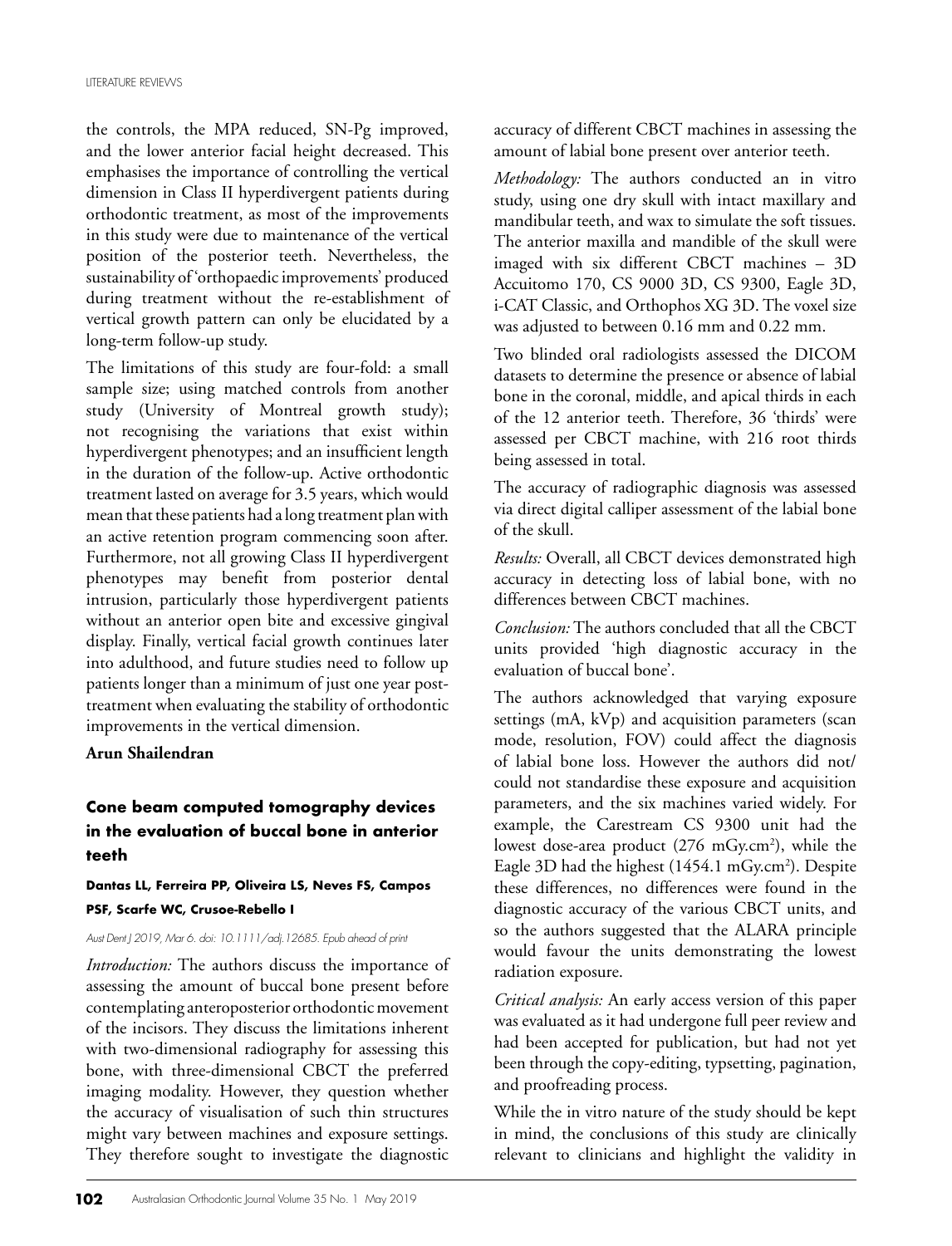the controls, the MPA reduced, SN-Pg improved, and the lower anterior facial height decreased. This emphasises the importance of controlling the vertical dimension in Class II hyperdivergent patients during orthodontic treatment, as most of the improvements in this study were due to maintenance of the vertical position of the posterior teeth. Nevertheless, the sustainability of 'orthopaedic improvements' produced during treatment without the re-establishment of vertical growth pattern can only be elucidated by a long-term follow-up study.

The limitations of this study are four-fold: a small sample size; using matched controls from another study (University of Montreal growth study); not recognising the variations that exist within hyperdivergent phenotypes; and an insufficient length in the duration of the follow-up. Active orthodontic treatment lasted on average for 3.5 years, which would mean that these patients had a long treatment plan with an active retention program commencing soon after. Furthermore, not all growing Class II hyperdivergent phenotypes may benefit from posterior dental intrusion, particularly those hyperdivergent patients without an anterior open bite and excessive gingival display. Finally, vertical facial growth continues later into adulthood, and future studies need to follow up patients longer than a minimum of just one year post-treatment when evaluating the stability of orthodontic improvements in the vertical dimension.

**Arun Shailendran**

### Cone beam computed tomography devices in the evaluation of buccal bone in anterior teeth

**Dantas LL, Ferreira PP, Oliveira LS, Neves FS, Campos PSF, Scarfe WC, Crusoe-Rebello I**

*Aust Dent J 2019, Mar 6. doi: 10.1111/adj.12685. Epub ahead of print*

*Introduction:* The authors discuss the importance of assessing the amount of buccal bone present before contemplating anteroposterior orthodontic movement of the incisors. They discuss the limitations inherent with two-dimensional radiography for assessing this bone, with three-dimensional CBCT the preferred imaging modality. However, they question whether the accuracy of visualisation of such thin structures might vary between machines and exposure settings. They therefore sought to investigate the diagnostic accuracy of different CBCT machines in assessing the amount of labial bone present over anterior teeth.

*Methodology:* The authors conducted an in vitro study, using one dry skull with intact maxillary and mandibular teeth, and wax to simulate the soft tissues. The anterior maxilla and mandible of the skull were imaged with six different CBCT machines – 3D Accuitomo 170, CS 9000 3D, CS 9300, Eagle 3D, i-CAT Classic, and Orthophos XG 3D. The voxel size was adjusted to between 0.16 mm and 0.22 mm.

Two blinded oral radiologists assessed the DICOM datasets to determine the presence or absence of labial bone in the coronal, middle, and apical thirds in each of the 12 anterior teeth. Therefore, 36 'thirds' were assessed per CBCT machine, with 216 root thirds being assessed in total.

The accuracy of radiographic diagnosis was assessed via direct digital calliper assessment of the labial bone of the skull.

*Results:* Overall, all CBCT devices demonstrated high accuracy in detecting loss of labial bone, with no differences between CBCT machines.

*Conclusion:* The authors concluded that all the CBCT units provided 'high diagnostic accuracy in the evaluation of buccal bone'.

The authors acknowledged that varying exposure settings (mA, kVp) and acquisition parameters (scan mode, resolution, FOV) could affect the diagnosis of labial bone loss. However the authors did not/could not standardise these exposure and acquisition parameters, and the six machines varied widely. For example, the Carestream CS 9300 unit had the lowest dose-area product (276 mGy.cm$^2$), while the Eagle 3D had the highest (1454.1 mGy.cm$^2$). Despite these differences, no differences were found in the diagnostic accuracy of the various CBCT units, and so the authors suggested that the ALARA principle would favour the units demonstrating the lowest radiation exposure.

*Critical analysis:* An early access version of this paper was evaluated as it had undergone full peer review and had been accepted for publication, but had not yet been through the copy-editing, typesetting, pagination, and proofreading process.

While the in vitro nature of the study should be kept in mind, the conclusions of this study are clinically relevant to clinicians and highlight the validity in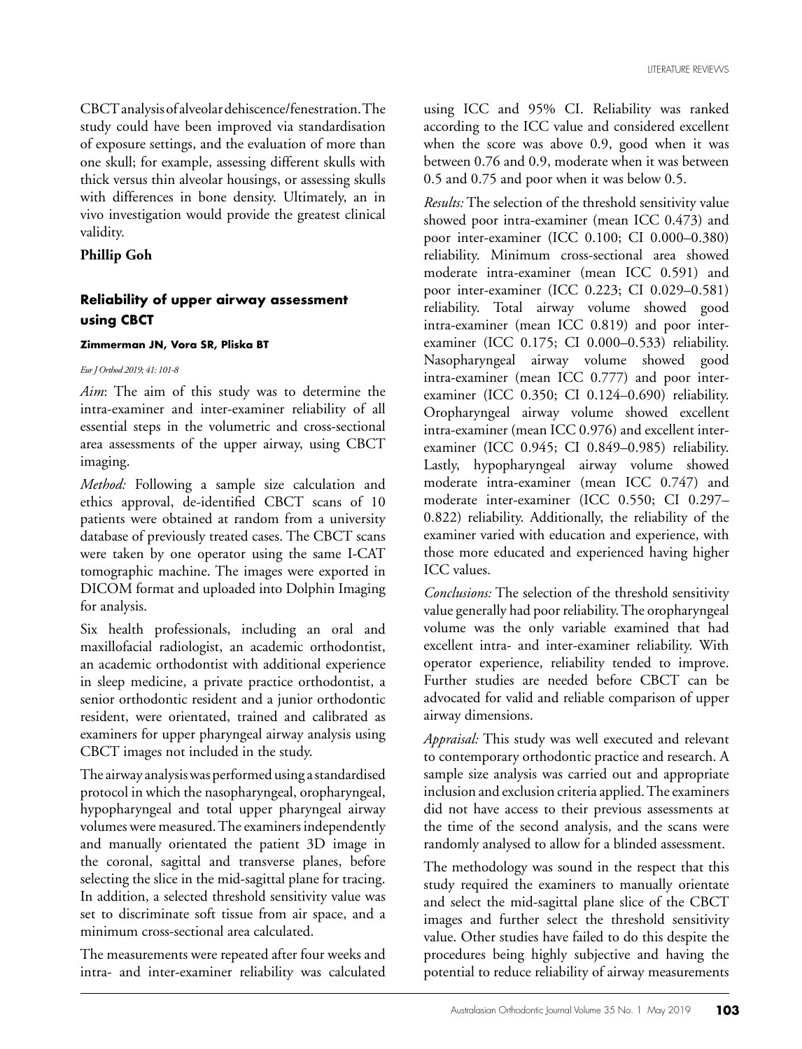CBCT analysis of alveolar dehiscence/fenestration. The study could have been improved via standardisation of exposure settings, and the evaluation of more than one skull; for example, assessing different skulls with thick versus thin alveolar housings, or assessing skulls with differences in bone density. Ultimately, an in vivo investigation would provide the greatest clinical validity.

**Phillip Goh**

### Reliability of upper airway assessment using CBCT

**Zimmerman JN, Vora SR, Pliska BT**

*Eur J Orthod 2019; 41: 101-8*

*Aim*: The aim of this study was to determine the intra-examiner and inter-examiner reliability of all essential steps in the volumetric and cross-sectional area assessments of the upper airway, using CBCT imaging.

*Method:* Following a sample size calculation and ethics approval, de-identified CBCT scans of 10 patients were obtained at random from a university database of previously treated cases. The CBCT scans were taken by one operator using the same I-CAT tomographic machine. The images were exported in DICOM format and uploaded into Dolphin Imaging for analysis.

Six health professionals, including an oral and maxillofacial radiologist, an academic orthodontist, an academic orthodontist with additional experience in sleep medicine, a private practice orthodontist, a senior orthodontic resident and a junior orthodontic resident, were orientated, trained and calibrated as examiners for upper pharyngeal airway analysis using CBCT images not included in the study.

The airway analysis was performed using a standardised protocol in which the nasopharyngeal, oropharyngeal, hypopharyngeal and total upper pharyngeal airway volumes were measured. The examiners independently and manually orientated the patient 3D image in the coronal, sagittal and transverse planes, before selecting the slice in the mid-sagittal plane for tracing. In addition, a selected threshold sensitivity value was set to discriminate soft tissue from air space, and a minimum cross-sectional area calculated.

The measurements were repeated after four weeks and intra- and inter-examiner reliability was calculated using ICC and 95% CI. Reliability was ranked according to the ICC value and considered excellent when the score was above 0.9, good when it was between 0.76 and 0.9, moderate when it was between 0.5 and 0.75 and poor when it was below 0.5.

*Results:* The selection of the threshold sensitivity value showed poor intra-examiner (mean ICC 0.473) and poor inter-examiner (ICC 0.100; CI 0.000–0.380) reliability. Minimum cross-sectional area showed moderate intra-examiner (mean ICC 0.591) and poor inter-examiner (ICC 0.223; CI 0.029–0.581) reliability. Total airway volume showed good intra-examiner (mean ICC 0.819) and poor inter-examiner (ICC 0.175; CI 0.000–0.533) reliability. Nasopharyngeal airway volume showed good intra-examiner (mean ICC 0.777) and poor inter-examiner (ICC 0.350; CI 0.124–0.690) reliability. Oropharyngeal airway volume showed excellent intra-examiner (mean ICC 0.976) and excellent inter-examiner (ICC 0.945; CI 0.849–0.985) reliability. Lastly, hypopharyngeal airway volume showed moderate intra-examiner (mean ICC 0.747) and moderate inter-examiner (ICC 0.550; CI 0.297–0.822) reliability. Additionally, the reliability of the examiner varied with education and experience, with those more educated and experienced having higher ICC values.

*Conclusions:* The selection of the threshold sensitivity value generally had poor reliability. The oropharyngeal volume was the only variable examined that had excellent intra- and inter-examiner reliability. With operator experience, reliability tended to improve. Further studies are needed before CBCT can be advocated for valid and reliable comparison of upper airway dimensions.

*Appraisal:* This study was well executed and relevant to contemporary orthodontic practice and research. A sample size analysis was carried out and appropriate inclusion and exclusion criteria applied. The examiners did not have access to their previous assessments at the time of the second analysis, and the scans were randomly analysed to allow for a blinded assessment.

The methodology was sound in the respect that this study required the examiners to manually orientate and select the mid-sagittal plane slice of the CBCT images and further select the threshold sensitivity value. Other studies have failed to do this despite the procedures being highly subjective and having the potential to reduce reliability of airway measurements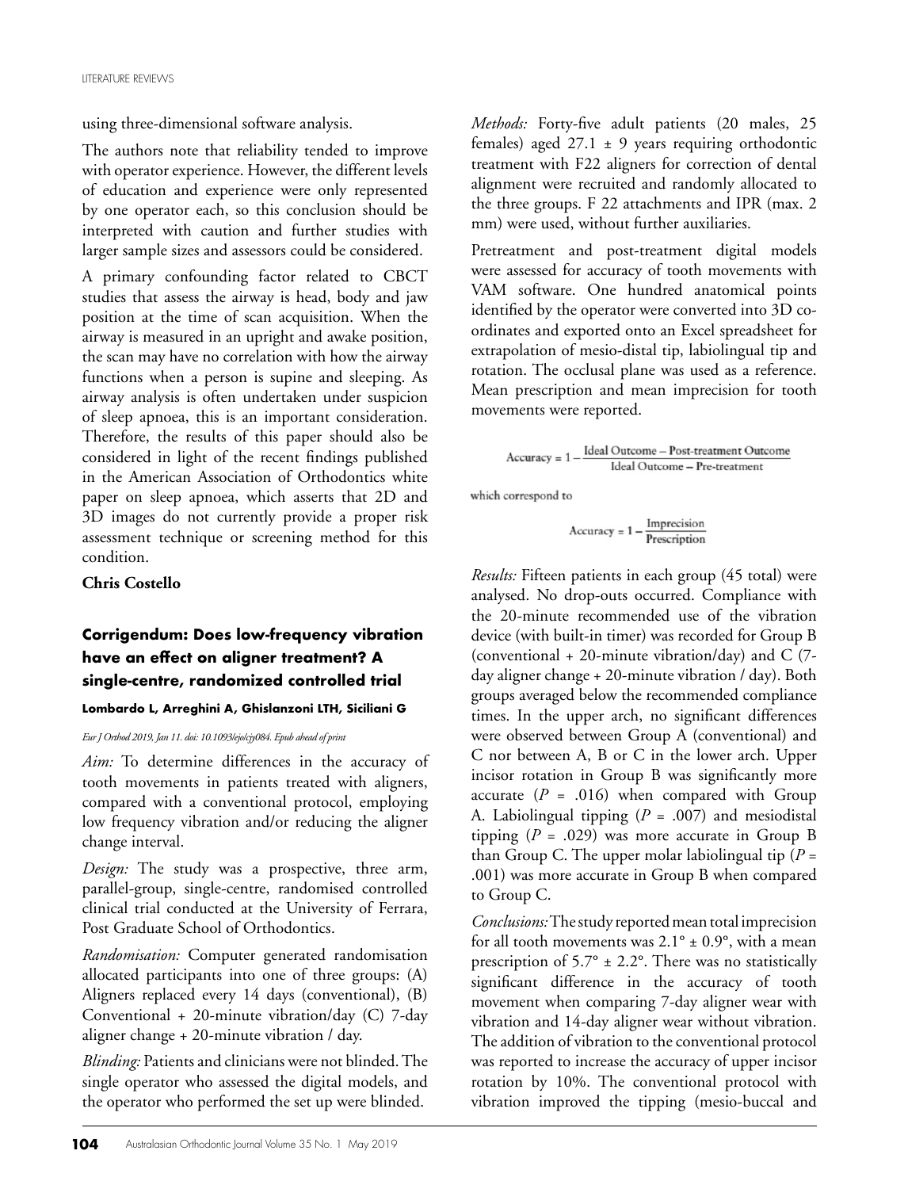using three-dimensional software analysis.

The authors note that reliability tended to improve with operator experience. However, the different levels of education and experience were only represented by one operator each, so this conclusion should be interpreted with caution and further studies with larger sample sizes and assessors could be considered.

A primary confounding factor related to CBCT studies that assess the airway is head, body and jaw position at the time of scan acquisition. When the airway is measured in an upright and awake position, the scan may have no correlation with how the airway functions when a person is supine and sleeping. As airway analysis is often undertaken under suspicion of sleep apnoea, this is an important consideration. Therefore, the results of this paper should also be considered in light of the recent findings published in the American Association of Orthodontics white paper on sleep apnoea, which asserts that 2D and 3D images do not currently provide a proper risk assessment technique or screening method for this condition.

**Chris Costello**

## Corrigendum: Does low-frequency vibration have an effect on aligner treatment? A single-centre, randomized controlled trial

**Lombardo L, Arreghini A, Ghislanzoni LTH, Siciliani G**

*Eur J Orthod 2019, Jan 11. doi: 10.1093/ejo/cjy084. Epub ahead of print*

*Aim:* To determine differences in the accuracy of tooth movements in patients treated with aligners, compared with a conventional protocol, employing low frequency vibration and/or reducing the aligner change interval.

*Design:* The study was a prospective, three arm, parallel-group, single-centre, randomised controlled clinical trial conducted at the University of Ferrara, Post Graduate School of Orthodontics.

*Randomisation:* Computer generated randomisation allocated participants into one of three groups: (A) Aligners replaced every 14 days (conventional), (B) Conventional + 20-minute vibration/day (C) 7-day aligner change + 20-minute vibration / day.

*Blinding:* Patients and clinicians were not blinded. The single operator who assessed the digital models, and the operator who performed the set up were blinded.

*Methods:* Forty-five adult patients (20 males, 25 females) aged 27.1 ± 9 years requiring orthodontic treatment with F22 aligners for correction of dental alignment were recruited and randomly allocated to the three groups. F 22 attachments and IPR (max. 2 mm) were used, without further auxiliaries.

Pretreatment and post-treatment digital models were assessed for accuracy of tooth movements with VAM software. One hundred anatomical points identified by the operator were converted into 3D co-ordinates and exported onto an Excel spreadsheet for extrapolation of mesio-distal tip, labiolingual tip and rotation. The occlusal plane was used as a reference. Mean prescription and mean imprecision for tooth movements were reported.

$$\text{Accuracy} = 1 - \frac{\text{Ideal Outcome} - \text{Post-treatment Outcome}}{\text{Ideal Outcome} - \text{Pre-treatment}}$$

which correspond to

$$\text{Accuracy} = 1 - \frac{\text{Imprecision}}{\text{Prescription}}$$

*Results:* Fifteen patients in each group (45 total) were analysed. No drop-outs occurred. Compliance with the 20-minute recommended use of the vibration device (with built-in timer) was recorded for Group B (conventional + 20-minute vibration/day) and C (7-day aligner change + 20-minute vibration / day). Both groups averaged below the recommended compliance times. In the upper arch, no significant differences were observed between Group A (conventional) and C nor between A, B or C in the lower arch. Upper incisor rotation in Group B was significantly more accurate ($P$ = .016) when compared with Group A. Labiolingual tipping ($P$ = .007) and mesiodistal tipping ($P$ = .029) was more accurate in Group B than Group C. The upper molar labiolingual tip ($P$ = .001) was more accurate in Group B when compared to Group C.

*Conclusions:* The study reported mean total imprecision for all tooth movements was 2.1° ± 0.9°, with a mean prescription of 5.7° ± 2.2°. There was no statistically significant difference in the accuracy of tooth movement when comparing 7-day aligner wear with vibration and 14-day aligner wear without vibration. The addition of vibration to the conventional protocol was reported to increase the accuracy of upper incisor rotation by 10%. The conventional protocol with vibration improved the tipping (mesio-buccal and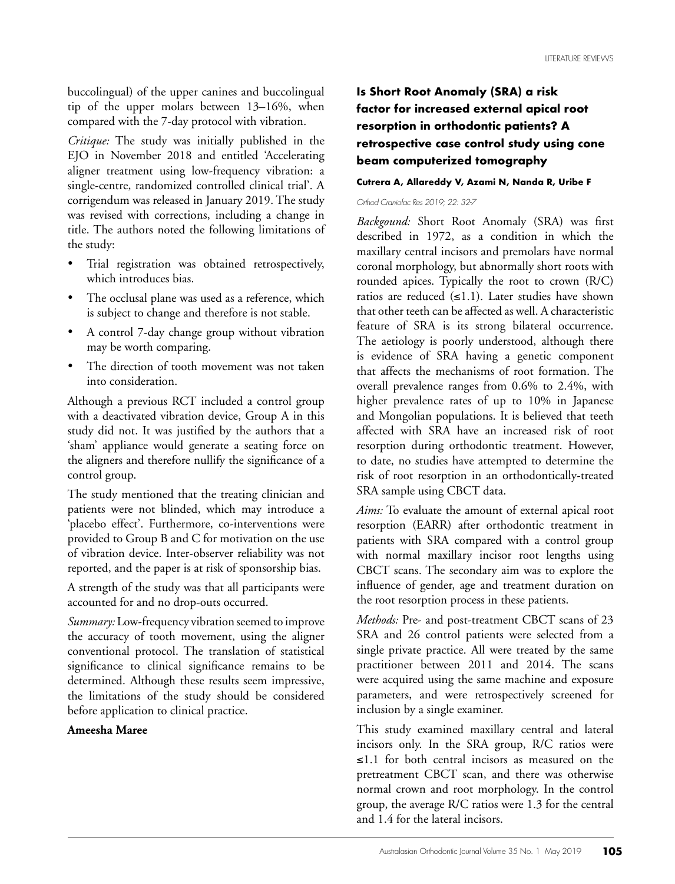buccolingual) of the upper canines and buccolingual tip of the upper molars between 13–16%, when compared with the 7-day protocol with vibration.

*Critique:* The study was initially published in the EJO in November 2018 and entitled 'Accelerating aligner treatment using low-frequency vibration: a single-centre, randomized controlled clinical trial'. A corrigendum was released in January 2019. The study was revised with corrections, including a change in title. The authors noted the following limitations of the study:

- Trial registration was obtained retrospectively, which introduces bias.
- The occlusal plane was used as a reference, which is subject to change and therefore is not stable.
- A control 7-day change group without vibration may be worth comparing.
- The direction of tooth movement was not taken into consideration.

Although a previous RCT included a control group with a deactivated vibration device, Group A in this study did not. It was justified by the authors that a 'sham' appliance would generate a seating force on the aligners and therefore nullify the significance of a control group.

The study mentioned that the treating clinician and patients were not blinded, which may introduce a 'placebo effect'. Furthermore, co-interventions were provided to Group B and C for motivation on the use of vibration device. Inter-observer reliability was not reported, and the paper is at risk of sponsorship bias.

A strength of the study was that all participants were accounted for and no drop-outs occurred.

*Summary:* Low-frequency vibration seemed to improve the accuracy of tooth movement, using the aligner conventional protocol. The translation of statistical significance to clinical significance remains to be determined. Although these results seem impressive, the limitations of the study should be considered before application to clinical practice.

**Ameesha Maree**

## Is Short Root Anomaly (SRA) a risk factor for increased external apical root resorption in orthodontic patients? A retrospective case control study using cone beam computerized tomography

**Cutrera A, Allareddy V, Azami N, Nanda R, Uribe F**

*Orthod Craniofac Res 2019; 22: 32-7*

*Backgound:* Short Root Anomaly (SRA) was first described in 1972, as a condition in which the maxillary central incisors and premolars have normal coronal morphology, but abnormally short roots with rounded apices. Typically the root to crown (R/C) ratios are reduced (≤1.1). Later studies have shown that other teeth can be affected as well. A characteristic feature of SRA is its strong bilateral occurrence. The aetiology is poorly understood, although there is evidence of SRA having a genetic component that affects the mechanisms of root formation. The overall prevalence ranges from 0.6% to 2.4%, with higher prevalence rates of up to 10% in Japanese and Mongolian populations. It is believed that teeth affected with SRA have an increased risk of root resorption during orthodontic treatment. However, to date, no studies have attempted to determine the risk of root resorption in an orthodontically-treated SRA sample using CBCT data.

*Aims:* To evaluate the amount of external apical root resorption (EARR) after orthodontic treatment in patients with SRA compared with a control group with normal maxillary incisor root lengths using CBCT scans. The secondary aim was to explore the influence of gender, age and treatment duration on the root resorption process in these patients.

*Methods:* Pre- and post-treatment CBCT scans of 23 SRA and 26 control patients were selected from a single private practice. All were treated by the same practitioner between 2011 and 2014. The scans were acquired using the same machine and exposure parameters, and were retrospectively screened for inclusion by a single examiner.

This study examined maxillary central and lateral incisors only. In the SRA group, R/C ratios were ≤1.1 for both central incisors as measured on the pretreatment CBCT scan, and there was otherwise normal crown and root morphology. In the control group, the average R/C ratios were 1.3 for the central and 1.4 for the lateral incisors.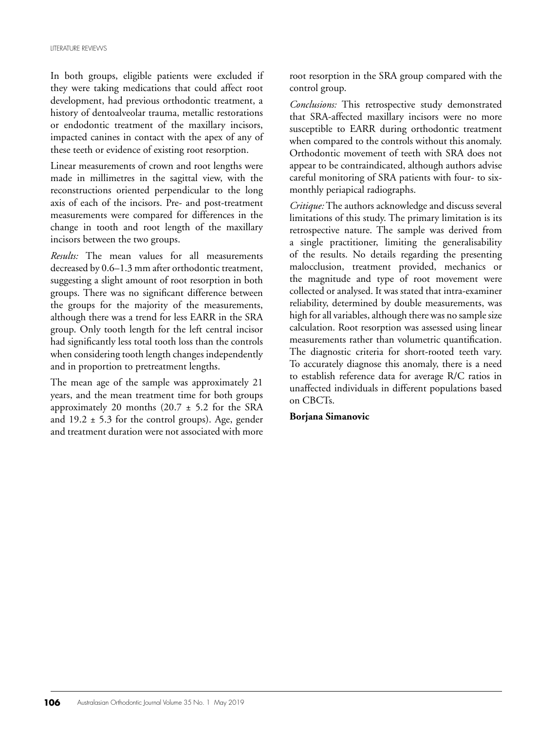In both groups, eligible patients were excluded if they were taking medications that could affect root development, had previous orthodontic treatment, a history of dentoalveolar trauma, metallic restorations or endodontic treatment of the maxillary incisors, impacted canines in contact with the apex of any of these teeth or evidence of existing root resorption.

Linear measurements of crown and root lengths were made in millimetres in the sagittal view, with the reconstructions oriented perpendicular to the long axis of each of the incisors. Pre- and post-treatment measurements were compared for differences in the change in tooth and root length of the maxillary incisors between the two groups.

*Results:* The mean values for all measurements decreased by 0.6–1.3 mm after orthodontic treatment, suggesting a slight amount of root resorption in both groups. There was no significant difference between the groups for the majority of the measurements, although there was a trend for less EARR in the SRA group. Only tooth length for the left central incisor had significantly less total tooth loss than the controls when considering tooth length changes independently and in proportion to pretreatment lengths.

The mean age of the sample was approximately 21 years, and the mean treatment time for both groups approximately 20 months (20.7 ± 5.2 for the SRA and 19.2 ± 5.3 for the control groups). Age, gender and treatment duration were not associated with more root resorption in the SRA group compared with the control group.

*Conclusions:* This retrospective study demonstrated that SRA-affected maxillary incisors were no more susceptible to EARR during orthodontic treatment when compared to the controls without this anomaly. Orthodontic movement of teeth with SRA does not appear to be contraindicated, although authors advise careful monitoring of SRA patients with four- to six-monthly periapical radiographs.

*Critique:* The authors acknowledge and discuss several limitations of this study. The primary limitation is its retrospective nature. The sample was derived from a single practitioner, limiting the generalisability of the results. No details regarding the presenting malocclusion, treatment provided, mechanics or the magnitude and type of root movement were collected or analysed. It was stated that intra-examiner reliability, determined by double measurements, was high for all variables, although there was no sample size calculation. Root resorption was assessed using linear measurements rather than volumetric quantification. The diagnostic criteria for short-rooted teeth vary. To accurately diagnose this anomaly, there is a need to establish reference data for average R/C ratios in unaffected individuals in different populations based on CBCTs.

**Borjana Simanovic**